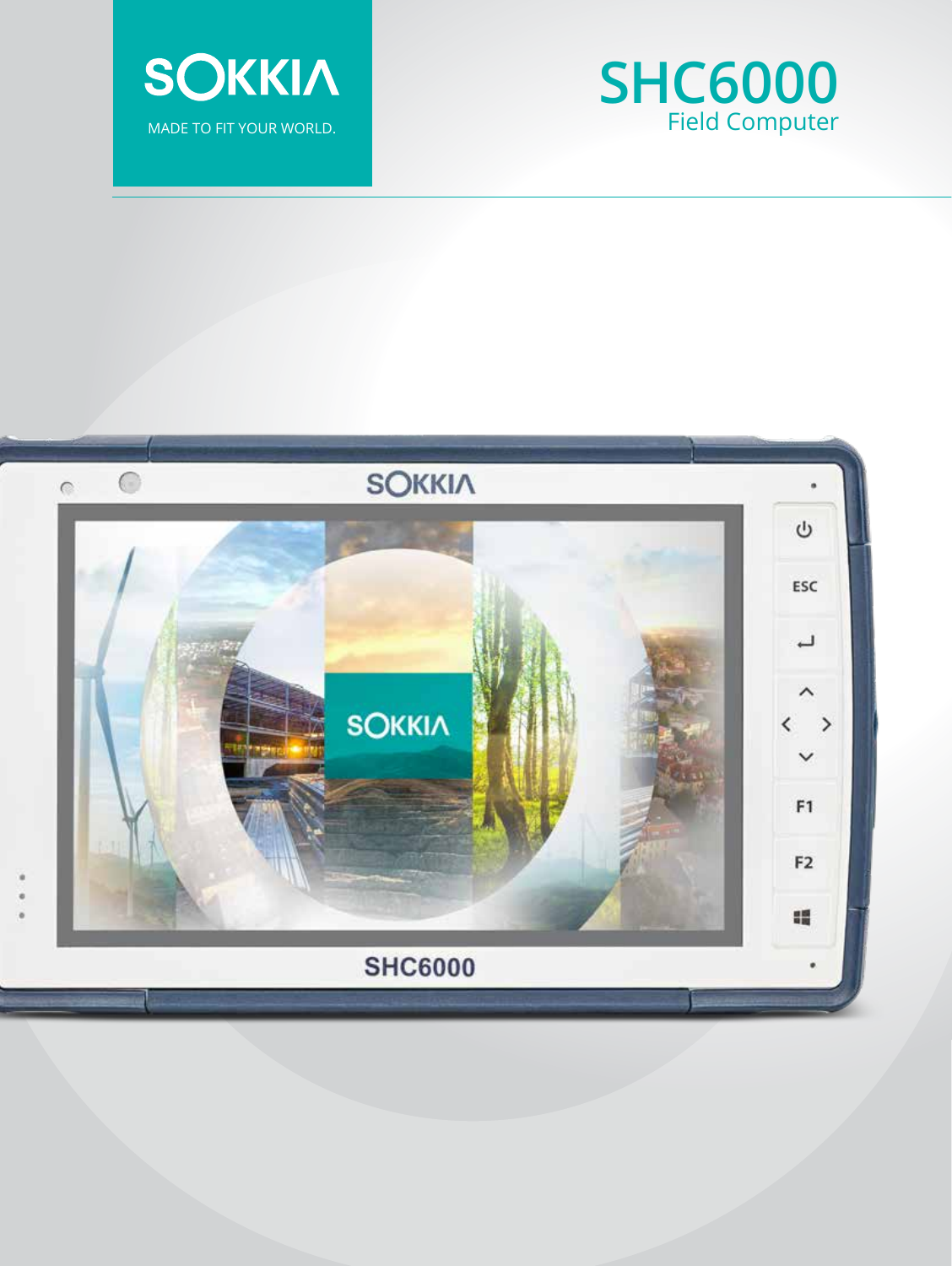SOKKIA

MADE TO FIT YOUR WORLD.

# SHC6000

## Field Computer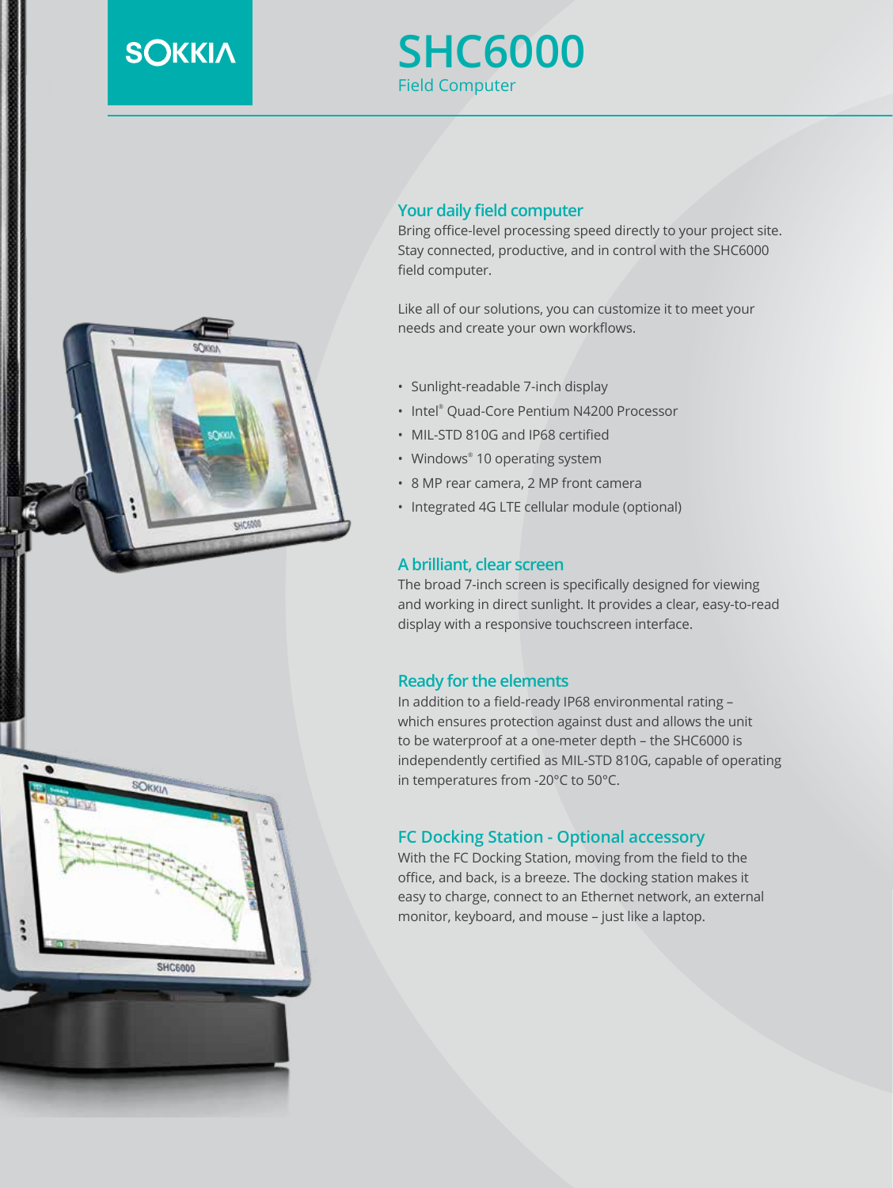# SOKKIA

# SHC6000

Field Computer

## Your daily field computer

Bring office-level processing speed directly to your project site. Stay connected, productive, and in control with the SHC6000 field computer.

Like all of our solutions, you can customize it to meet your needs and create your own workflows.

- Sunlight-readable 7-inch display
- Intel® Quad-Core Pentium N4200 Processor
- MIL-STD 810G and IP68 certified
- Windows® 10 operating system
- 8 MP rear camera, 2 MP front camera
- Integrated 4G LTE cellular module (optional)

## A brilliant, clear screen

The broad 7-inch screen is specifically designed for viewing and working in direct sunlight. It provides a clear, easy-to-read display with a responsive touchscreen interface.

## Ready for the elements

In addition to a field-ready IP68 environmental rating – which ensures protection against dust and allows the unit to be waterproof at a one-meter depth – the SHC6000 is independently certified as MIL-STD 810G, capable of operating in temperatures from -20°C to 50°C.

## FC Docking Station - Optional accessory

With the FC Docking Station, moving from the field to the office, and back, is a breeze. The docking station makes it easy to charge, connect to an Ethernet network, an external monitor, keyboard, and mouse – just like a laptop.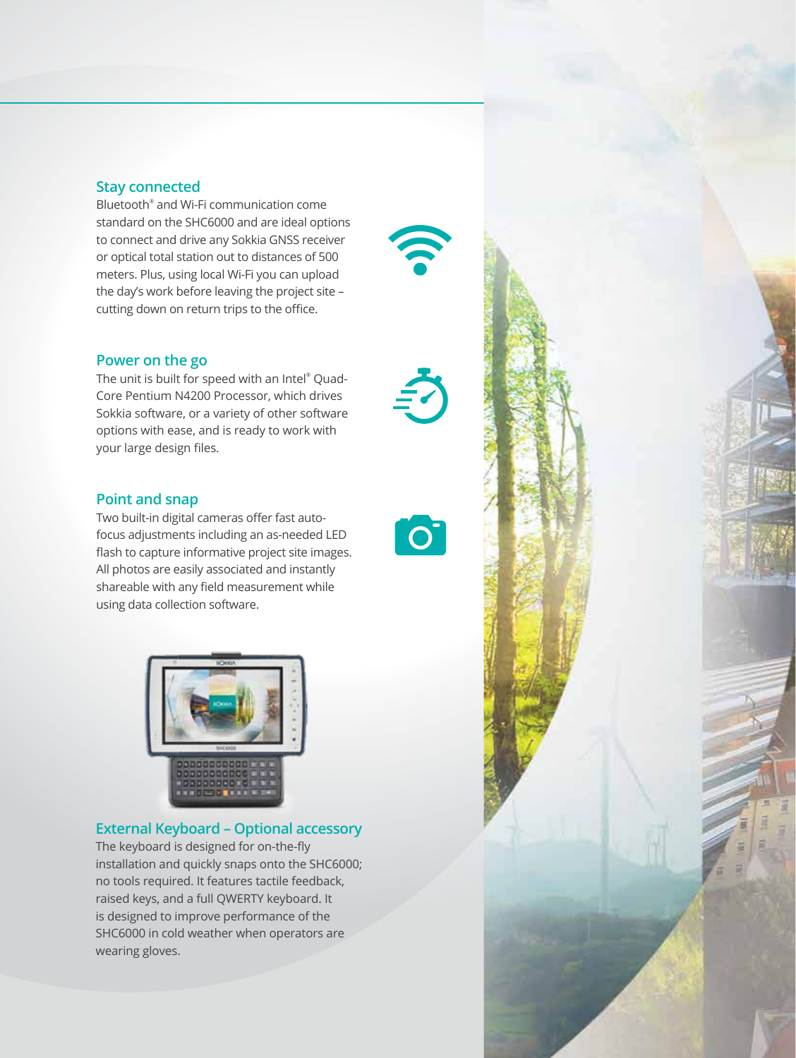## Stay connected

Bluetooth® and Wi-Fi communication come standard on the SHC6000 and are ideal options to connect and drive any Sokkia GNSS receiver or optical total station out to distances of 500 meters. Plus, using local Wi-Fi you can upload the day's work before leaving the project site – cutting down on return trips to the office.

## Power on the go

The unit is built for speed with an Intel® Quad-Core Pentium N4200 Processor, which drives Sokkia software, or a variety of other software options with ease, and is ready to work with your large design files.

## Point and snap

Two built-in digital cameras offer fast auto-focus adjustments including an as-needed LED flash to capture informative project site images. All photos are easily associated and instantly shareable with any field measurement while using data collection software.

## External Keyboard – Optional accessory

The keyboard is designed for on-the-fly installation and quickly snaps onto the SHC6000; no tools required. It features tactile feedback, raised keys, and a full QWERTY keyboard. It is designed to improve performance of the SHC6000 in cold weather when operators are wearing gloves.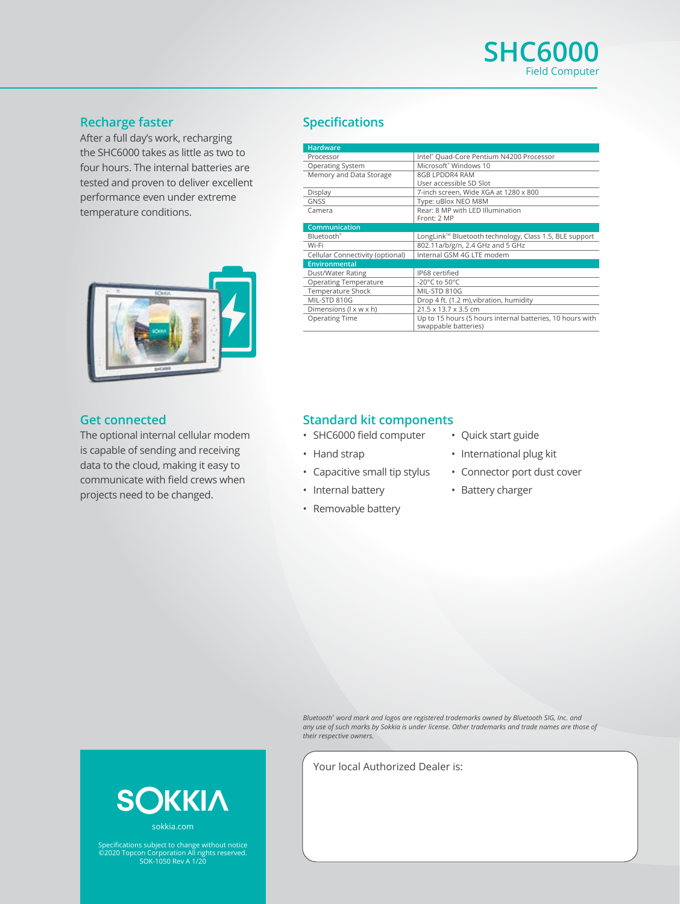# SHC6000

Field Computer

## Recharge faster

After a full day's work, recharging the SHC6000 takes as little as two to four hours. The internal batteries are tested and proven to deliver excellent performance even under extreme temperature conditions.

## Get connected

The optional internal cellular modem is capable of sending and receiving data to the cloud, making it easy to communicate with field crews when projects need to be changed.

## Specifications

| | |
|---|---|
| **Hardware** | |
| Processor | Intel® Quad-Core Pentium N4200 Processor |
| Operating System | Microsoft® Windows 10 |
| Memory and Data Storage | 8GB LPDDR4 RAM<br>User accessible SD Slot |
| Display | 7-inch screen, Wide XGA at 1280 x 800 |
| GNSS | Type: uBlox NEO M8M |
| Camera | Rear: 8 MP with LED Illumination<br>Front: 2 MP |
| **Communication** | |
| Bluetooth® | LongLink™ Bluetooth technology, Class 1.5, BLE support |
| Wi-Fi | 802.11a/b/g/n, 2.4 GHz and 5 GHz |
| Cellular Connectivity (optional) | Internal GSM 4G LTE modem |
| **Environmental** | |
| Dust/Water Rating | IP68 certified |
| Operating Temperature | -20°C to 50°C |
| Temperature Shock | MIL-STD 810G |
| MIL-STD 810G | Drop 4 ft. (1.2 m),vibration, humidity |
| Dimensions (l x w x h) | 21.5 x 13.7 x 3.5 cm |
| Operating Time | Up to 15 hours (5 hours internal batteries, 10 hours with swappable batteries) |

## Standard kit components

- SHC6000 field computer
- Hand strap
- Capacitive small tip stylus
- Internal battery
- Removable battery
- Quick start guide
- International plug kit
- Connector port dust cover
- Battery charger

*Bluetooth® word mark and logos are registered trademarks owned by Bluetooth SIG, Inc. and any use of such marks by Sokkia is under license. Other trademarks and trade names are those of their respective owners.*

Your local Authorized Dealer is:

SOKKIA

sokkia.com

Specifications subject to change without notice
©2020 Topcon Corporation All rights reserved.
SOK-1050 Rev A 1/20